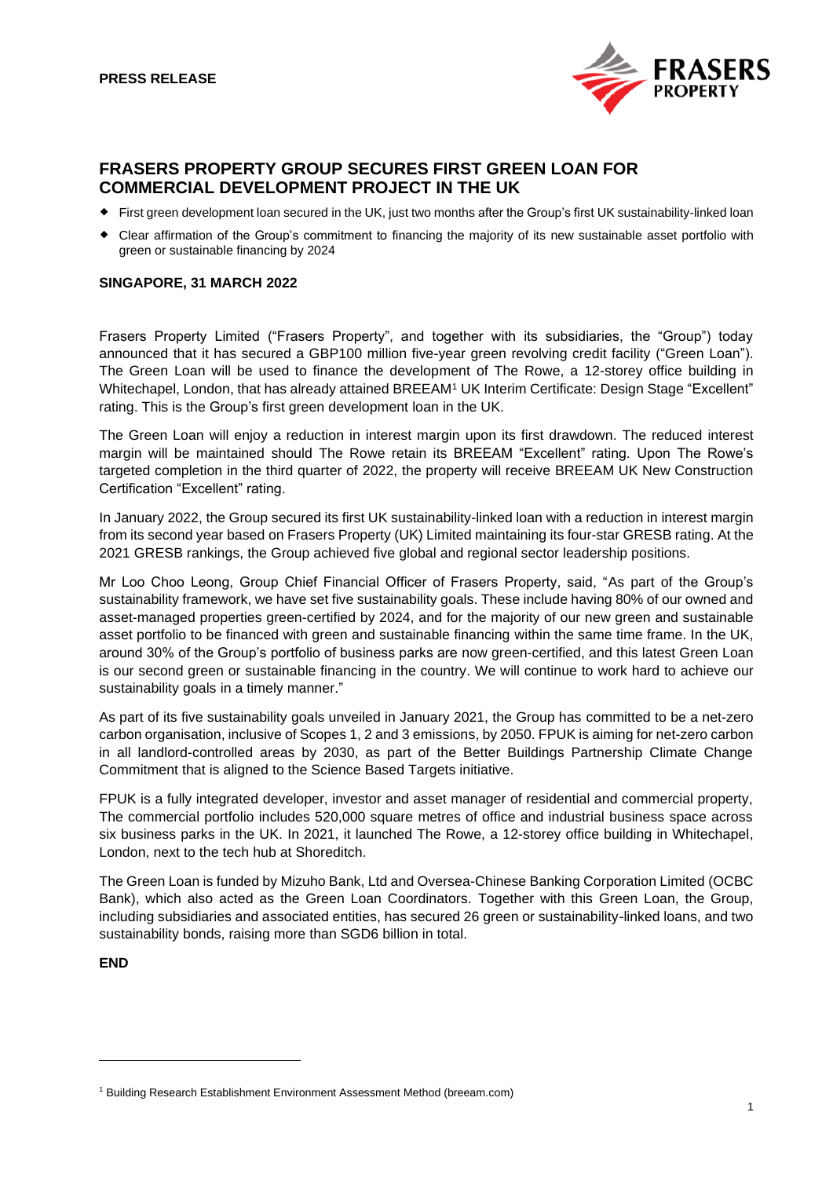**PRESS RELEASE**

# FRASERS PROPERTY GROUP SECURES FIRST GREEN LOAN FOR COMMERCIAL DEVELOPMENT PROJECT IN THE UK

- First green development loan secured in the UK, just two months after the Group's first UK sustainability-linked loan
- Clear affirmation of the Group's commitment to financing the majority of its new sustainable asset portfolio with green or sustainable financing by 2024

**SINGAPORE, 31 MARCH 2022**

Frasers Property Limited ("Frasers Property", and together with its subsidiaries, the "Group") today announced that it has secured a GBP100 million five-year green revolving credit facility ("Green Loan"). The Green Loan will be used to finance the development of The Rowe, a 12-storey office building in Whitechapel, London, that has already attained BREEAM[1] UK Interim Certificate: Design Stage "Excellent" rating. This is the Group's first green development loan in the UK.

The Green Loan will enjoy a reduction in interest margin upon its first drawdown. The reduced interest margin will be maintained should The Rowe retain its BREEAM "Excellent" rating. Upon The Rowe's targeted completion in the third quarter of 2022, the property will receive BREEAM UK New Construction Certification "Excellent" rating.

In January 2022, the Group secured its first UK sustainability-linked loan with a reduction in interest margin from its second year based on Frasers Property (UK) Limited maintaining its four-star GRESB rating. At the 2021 GRESB rankings, the Group achieved five global and regional sector leadership positions.

Mr Loo Choo Leong, Group Chief Financial Officer of Frasers Property, said, "As part of the Group's sustainability framework, we have set five sustainability goals. These include having 80% of our owned and asset-managed properties green-certified by 2024, and for the majority of our new green and sustainable asset portfolio to be financed with green and sustainable financing within the same time frame. In the UK, around 30% of the Group's portfolio of business parks are now green-certified, and this latest Green Loan is our second green or sustainable financing in the country. We will continue to work hard to achieve our sustainability goals in a timely manner."

As part of its five sustainability goals unveiled in January 2021, the Group has committed to be a net-zero carbon organisation, inclusive of Scopes 1, 2 and 3 emissions, by 2050. FPUK is aiming for net-zero carbon in all landlord-controlled areas by 2030, as part of the Better Buildings Partnership Climate Change Commitment that is aligned to the Science Based Targets initiative.

FPUK is a fully integrated developer, investor and asset manager of residential and commercial property, The commercial portfolio includes 520,000 square metres of office and industrial business space across six business parks in the UK. In 2021, it launched The Rowe, a 12-storey office building in Whitechapel, London, next to the tech hub at Shoreditch.

The Green Loan is funded by Mizuho Bank, Ltd and Oversea-Chinese Banking Corporation Limited (OCBC Bank), which also acted as the Green Loan Coordinators. Together with this Green Loan, the Group, including subsidiaries and associated entities, has secured 26 green or sustainability-linked loans, and two sustainability bonds, raising more than SGD6 billion in total.

**END**

---

[1] Building Research Establishment Environment Assessment Method (breeam.com)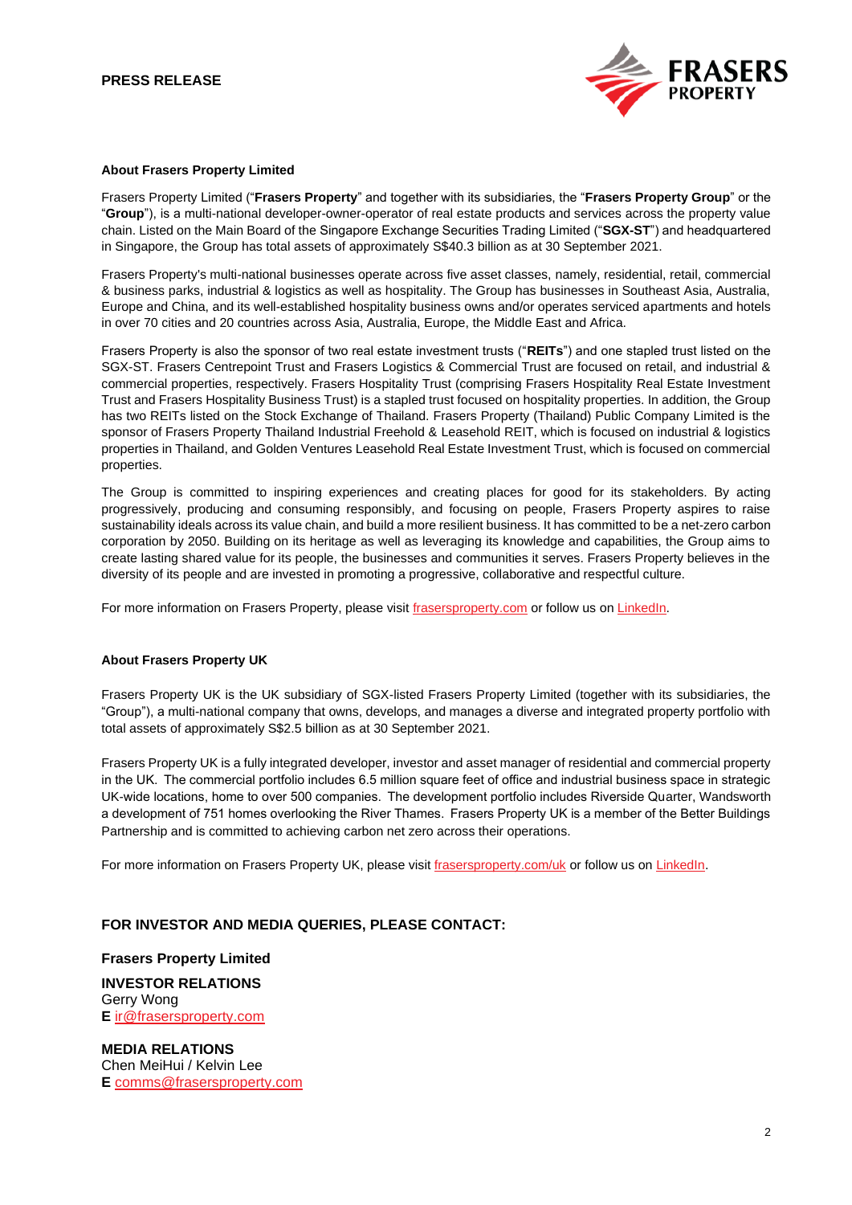**PRESS RELEASE**

### About Frasers Property Limited

Frasers Property Limited ("**Frasers Property**" and together with its subsidiaries, the "**Frasers Property Group**" or the "**Group**"), is a multi-national developer-owner-operator of real estate products and services across the property value chain. Listed on the Main Board of the Singapore Exchange Securities Trading Limited ("**SGX-ST**") and headquartered in Singapore, the Group has total assets of approximately S$40.3 billion as at 30 September 2021.

Frasers Property's multi-national businesses operate across five asset classes, namely, residential, retail, commercial & business parks, industrial & logistics as well as hospitality. The Group has businesses in Southeast Asia, Australia, Europe and China, and its well-established hospitality business owns and/or operates serviced apartments and hotels in over 70 cities and 20 countries across Asia, Australia, Europe, the Middle East and Africa.

Frasers Property is also the sponsor of two real estate investment trusts ("**REITs**") and one stapled trust listed on the SGX-ST. Frasers Centrepoint Trust and Frasers Logistics & Commercial Trust are focused on retail, and industrial & commercial properties, respectively. Frasers Hospitality Trust (comprising Frasers Hospitality Real Estate Investment Trust and Frasers Hospitality Business Trust) is a stapled trust focused on hospitality properties. In addition, the Group has two REITs listed on the Stock Exchange of Thailand. Frasers Property (Thailand) Public Company Limited is the sponsor of Frasers Property Thailand Industrial Freehold & Leasehold REIT, which is focused on industrial & logistics properties in Thailand, and Golden Ventures Leasehold Real Estate Investment Trust, which is focused on commercial properties.

The Group is committed to inspiring experiences and creating places for good for its stakeholders. By acting progressively, producing and consuming responsibly, and focusing on people, Frasers Property aspires to raise sustainability ideals across its value chain, and build a more resilient business. It has committed to be a net-zero carbon corporation by 2050. Building on its heritage as well as leveraging its knowledge and capabilities, the Group aims to create lasting shared value for its people, the businesses and communities it serves. Frasers Property believes in the diversity of its people and are invested in promoting a progressive, collaborative and respectful culture.

For more information on Frasers Property, please visit frasersproperty.com or follow us on LinkedIn.

### About Frasers Property UK

Frasers Property UK is the UK subsidiary of SGX-listed Frasers Property Limited (together with its subsidiaries, the "Group"), a multi-national company that owns, develops, and manages a diverse and integrated property portfolio with total assets of approximately S$2.5 billion as at 30 September 2021.

Frasers Property UK is a fully integrated developer, investor and asset manager of residential and commercial property in the UK. The commercial portfolio includes 6.5 million square feet of office and industrial business space in strategic UK-wide locations, home to over 500 companies. The development portfolio includes Riverside Quarter, Wandsworth a development of 751 homes overlooking the River Thames. Frasers Property UK is a member of the Better Buildings Partnership and is committed to achieving carbon net zero across their operations.

For more information on Frasers Property UK, please visit frasersproperty.com/uk or follow us on LinkedIn.

## FOR INVESTOR AND MEDIA QUERIES, PLEASE CONTACT:

**Frasers Property Limited**

**INVESTOR RELATIONS**
Gerry Wong
**E** ir@frasersproperty.com

**MEDIA RELATIONS**
Chen MeiHui / Kelvin Lee
**E** comms@frasersproperty.com